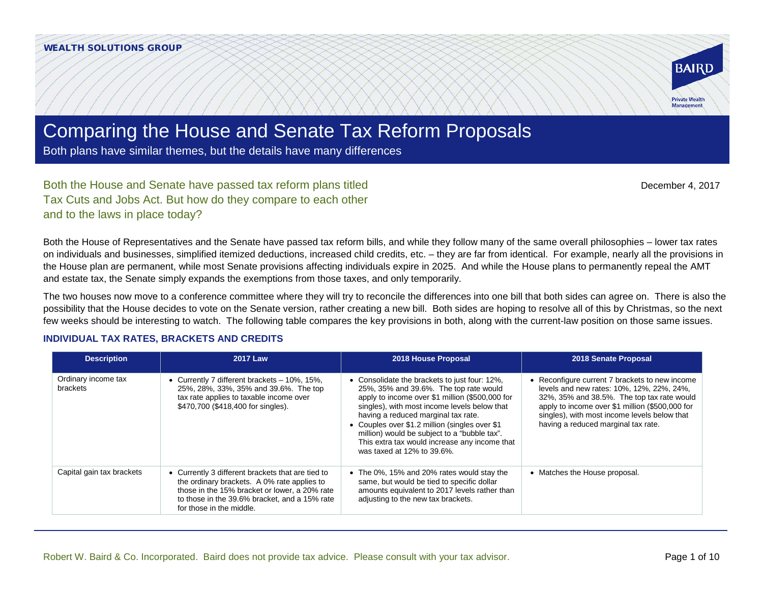WEALTH SOLUTIONS GROUP

# Comparing the House and Senate Tax Reform Proposals

Both plans have similar themes, but the details have many differences

## Both the House and Senate have passed tax reform plans titled Tax Cuts and Jobs Act. But how do they compare to each other and to the laws in place today?

December 4, 2017

Both the House of Representatives and the Senate have passed tax reform bills, and while they follow many of the same overall philosophies – lower tax rates on individuals and businesses, simplified itemized deductions, increased child credits, etc. – they are far from identical. For example, nearly all the provisions in the House plan are permanent, while most Senate provisions affecting individuals expire in 2025. And while the House plans to permanently repeal the AMT and estate tax, the Senate simply expands the exemptions from those taxes, and only temporarily.

The two houses now move to a conference committee where they will try to reconcile the differences into one bill that both sides can agree on. There is also the possibility that the House decides to vote on the Senate version, rather creating a new bill. Both sides are hoping to resolve all of this by Christmas, so the next few weeks should be interesting to watch. The following table compares the key provisions in both, along with the current-law position on those same issues.

### INDIVIDUAL TAX RATES, BRACKETS AND CREDITS

| Description | 2017 Law | 2018 House Proposal | 2018 Senate Proposal |
|---|---|---|---|
| Ordinary income tax brackets | • Currently 7 different brackets – 10%, 15%, 25%, 28%, 33%, 35% and 39.6%. The top tax rate applies to taxable income over $470,700 ($418,400 for singles). | • Consolidate the brackets to just four: 12%, 25%, 35% and 39.6%. The top rate would apply to income over $1 million ($500,000 for singles), with most income levels below that having a reduced marginal tax rate.<br>• Couples over $1.2 million (singles over $1 million) would be subject to a "bubble tax". This extra tax would increase any income that was taxed at 12% to 39.6%. | • Reconfigure current 7 brackets to new income levels and new rates: 10%, 12%, 22%, 24%, 32%, 35% and 38.5%. The top tax rate would apply to income over $1 million ($500,000 for singles), with most income levels below that having a reduced marginal tax rate. |
| Capital gain tax brackets | • Currently 3 different brackets that are tied to the ordinary brackets. A 0% rate applies to those in the 15% bracket or lower, a 20% rate to those in the 39.6% bracket, and a 15% rate for those in the middle. | • The 0%, 15% and 20% rates would stay the same, but would be tied to specific dollar amounts equivalent to 2017 levels rather than adjusting to the new tax brackets. | • Matches the House proposal. |

Robert W. Baird & Co. Incorporated. Baird does not provide tax advice. Please consult with your tax advisor.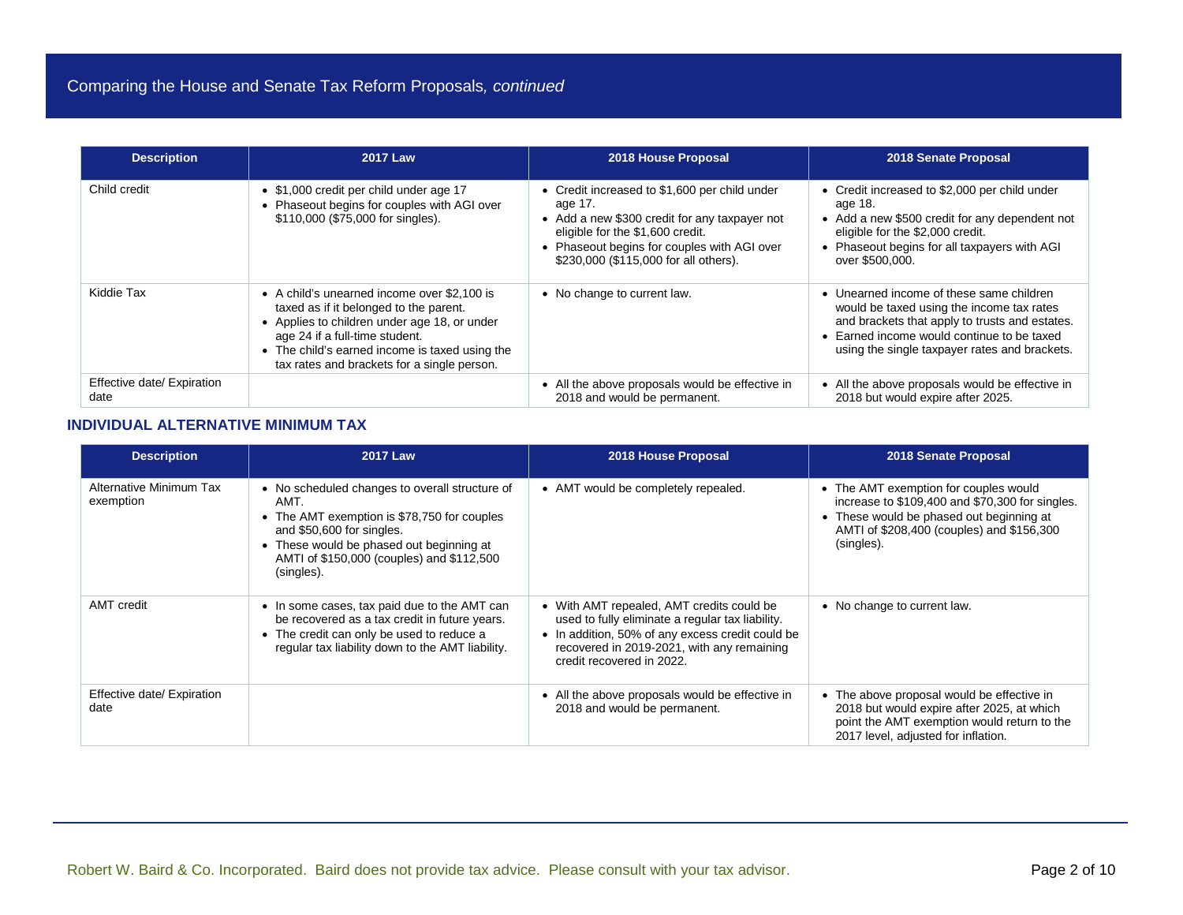## Comparing the House and Senate Tax Reform Proposals, *continued*

| Description | 2017 Law | 2018 House Proposal | 2018 Senate Proposal |
|---|---|---|---|
| Child credit | • $1,000 credit per child under age 17<br>• Phaseout begins for couples with AGI over $110,000 ($75,000 for singles). | • Credit increased to $1,600 per child under age 17.<br>• Add a new $300 credit for any taxpayer not eligible for the $1,600 credit.<br>• Phaseout begins for couples with AGI over $230,000 ($115,000 for all others). | • Credit increased to $2,000 per child under age 18.<br>• Add a new $500 credit for any dependent not eligible for the $2,000 credit.<br>• Phaseout begins for all taxpayers with AGI over $500,000. |
| Kiddie Tax | • A child's unearned income over $2,100 is taxed as if it belonged to the parent.<br>• Applies to children under age 18, or under age 24 if a full-time student.<br>• The child's earned income is taxed using the tax rates and brackets for a single person. | • No change to current law. | • Unearned income of these same children would be taxed using the income tax rates and brackets that apply to trusts and estates.<br>• Earned income would continue to be taxed using the single taxpayer rates and brackets. |
| Effective date/ Expiration date | | • All the above proposals would be effective in 2018 and would be permanent. | • All the above proposals would be effective in 2018 but would expire after 2025. |

### INDIVIDUAL ALTERNATIVE MINIMUM TAX

| Description | 2017 Law | 2018 House Proposal | 2018 Senate Proposal |
|---|---|---|---|
| Alternative Minimum Tax exemption | • No scheduled changes to overall structure of AMT.<br>• The AMT exemption is $78,750 for couples and $50,600 for singles.<br>• These would be phased out beginning at AMTI of $150,000 (couples) and $112,500 (singles). | • AMT would be completely repealed. | • The AMT exemption for couples would increase to $109,400 and $70,300 for singles.<br>• These would be phased out beginning at AMTI of $208,400 (couples) and $156,300 (singles). |
| AMT credit | • In some cases, tax paid due to the AMT can be recovered as a tax credit in future years.<br>• The credit can only be used to reduce a regular tax liability down to the AMT liability. | • With AMT repealed, AMT credits could be used to fully eliminate a regular tax liability.<br>• In addition, 50% of any excess credit could be recovered in 2019-2021, with any remaining credit recovered in 2022. | • No change to current law. |
| Effective date/ Expiration date | | • All the above proposals would be effective in 2018 and would be permanent. | • The above proposal would be effective in 2018 but would expire after 2025, at which point the AMT exemption would return to the 2017 level, adjusted for inflation. |

Robert W. Baird & Co. Incorporated. Baird does not provide tax advice. Please consult with your tax advisor.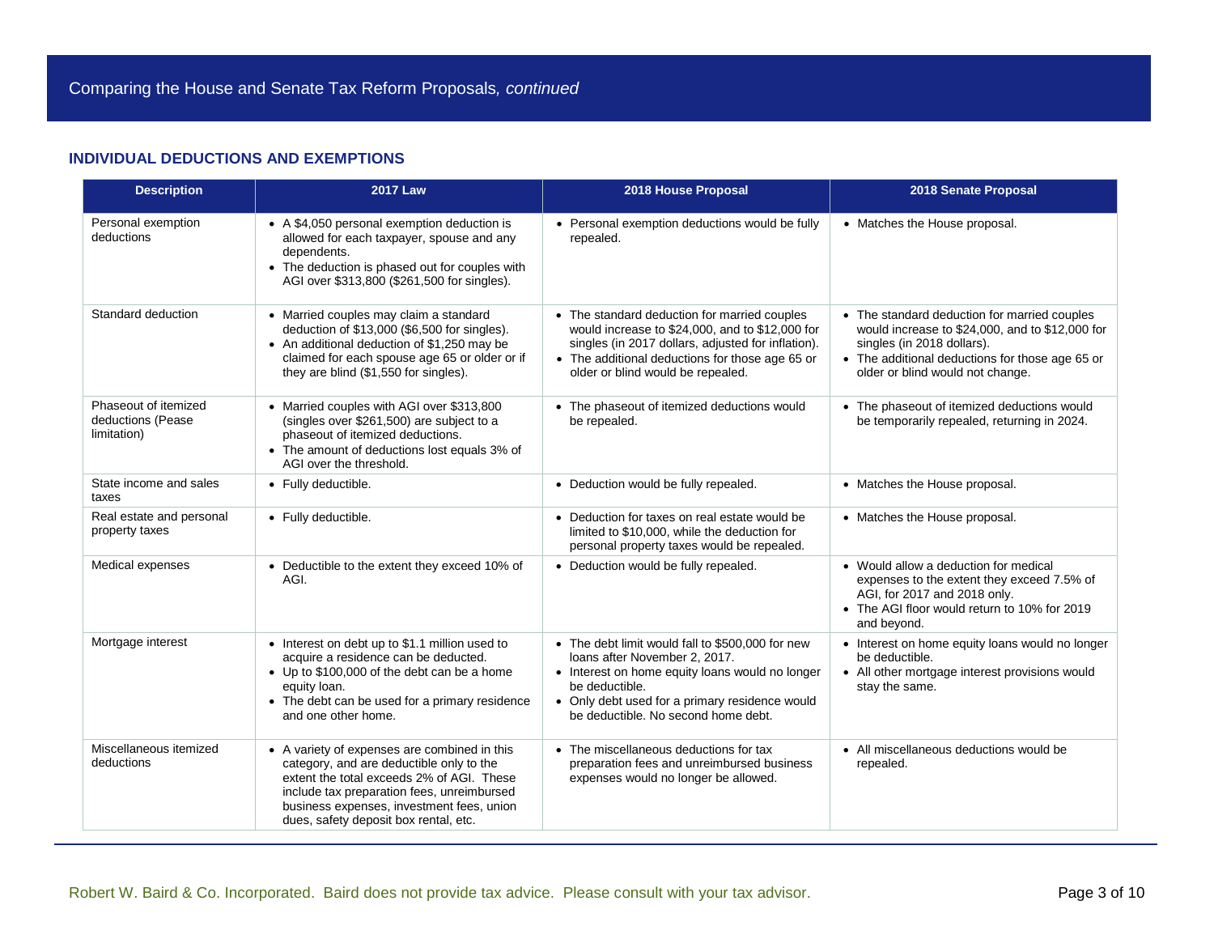## Comparing the House and Senate Tax Reform Proposals, *continued*

### INDIVIDUAL DEDUCTIONS AND EXEMPTIONS

| Description | 2017 Law | 2018 House Proposal | 2018 Senate Proposal |
|---|---|---|---|
| Personal exemption deductions | • A $4,050 personal exemption deduction is allowed for each taxpayer, spouse and any dependents.<br>• The deduction is phased out for couples with AGI over $313,800 ($261,500 for singles). | • Personal exemption deductions would be fully repealed. | • Matches the House proposal. |
| Standard deduction | • Married couples may claim a standard deduction of $13,000 ($6,500 for singles).<br>• An additional deduction of $1,250 may be claimed for each spouse age 65 or older or if they are blind ($1,550 for singles). | • The standard deduction for married couples would increase to $24,000, and to $12,000 for singles (in 2017 dollars, adjusted for inflation).<br>• The additional deductions for those age 65 or older or blind would be repealed. | • The standard deduction for married couples would increase to $24,000, and to $12,000 for singles (in 2018 dollars).<br>• The additional deductions for those age 65 or older or blind would not change. |
| Phaseout of itemized deductions (Pease limitation) | • Married couples with AGI over $313,800 (singles over $261,500) are subject to a phaseout of itemized deductions.<br>• The amount of deductions lost equals 3% of AGI over the threshold. | • The phaseout of itemized deductions would be repealed. | • The phaseout of itemized deductions would be temporarily repealed, returning in 2024. |
| State income and sales taxes | • Fully deductible. | • Deduction would be fully repealed. | • Matches the House proposal. |
| Real estate and personal property taxes | • Fully deductible. | • Deduction for taxes on real estate would be limited to $10,000, while the deduction for personal property taxes would be repealed. | • Matches the House proposal. |
| Medical expenses | • Deductible to the extent they exceed 10% of AGI. | • Deduction would be fully repealed. | • Would allow a deduction for medical expenses to the extent they exceed 7.5% of AGI, for 2017 and 2018 only.<br>• The AGI floor would return to 10% for 2019 and beyond. |
| Mortgage interest | • Interest on debt up to $1.1 million used to acquire a residence can be deducted.<br>• Up to $100,000 of the debt can be a home equity loan.<br>• The debt can be used for a primary residence and one other home. | • The debt limit would fall to $500,000 for new loans after November 2, 2017.<br>• Interest on home equity loans would no longer be deductible.<br>• Only debt used for a primary residence would be deductible. No second home debt. | • Interest on home equity loans would no longer be deductible.<br>• All other mortgage interest provisions would stay the same. |
| Miscellaneous itemized deductions | • A variety of expenses are combined in this category, and are deductible only to the extent the total exceeds 2% of AGI. These include tax preparation fees, unreimbursed business expenses, investment fees, union dues, safety deposit box rental, etc. | • The miscellaneous deductions for tax preparation fees and unreimbursed business expenses would no longer be allowed. | • All miscellaneous deductions would be repealed. |

Robert W. Baird & Co. Incorporated. Baird does not provide tax advice. Please consult with your tax advisor.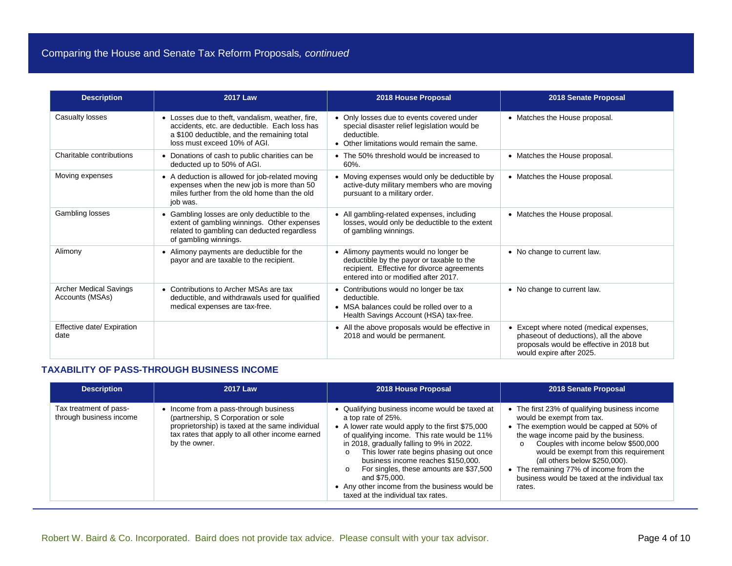## Comparing the House and Senate Tax Reform Proposals, *continued*

| Description | 2017 Law | 2018 House Proposal | 2018 Senate Proposal |
|---|---|---|---|
| Casualty losses | • Losses due to theft, vandalism, weather, fire, accidents, etc. are deductible. Each loss has a $100 deductible, and the remaining total loss must exceed 10% of AGI. | • Only losses due to events covered under special disaster relief legislation would be deductible.<br>• Other limitations would remain the same. | • Matches the House proposal. |
| Charitable contributions | • Donations of cash to public charities can be deducted up to 50% of AGI. | • The 50% threshold would be increased to 60%. | • Matches the House proposal. |
| Moving expenses | • A deduction is allowed for job-related moving expenses when the new job is more than 50 miles further from the old home than the old job was. | • Moving expenses would only be deductible by active-duty military members who are moving pursuant to a military order. | • Matches the House proposal. |
| Gambling losses | • Gambling losses are only deductible to the extent of gambling winnings. Other expenses related to gambling can deducted regardless of gambling winnings. | • All gambling-related expenses, including losses, would only be deductible to the extent of gambling winnings. | • Matches the House proposal. |
| Alimony | • Alimony payments are deductible for the payor and are taxable to the recipient. | • Alimony payments would no longer be deductible by the payor or taxable to the recipient. Effective for divorce agreements entered into or modified after 2017. | • No change to current law. |
| Archer Medical Savings Accounts (MSAs) | • Contributions to Archer MSAs are tax deductible, and withdrawals used for qualified medical expenses are tax-free. | • Contributions would no longer be tax deductible.<br>• MSA balances could be rolled over to a Health Savings Account (HSA) tax-free. | • No change to current law. |
| Effective date/ Expiration date | | • All the above proposals would be effective in 2018 and would be permanent. | • Except where noted (medical expenses, phaseout of deductions), all the above proposals would be effective in 2018 but would expire after 2025. |

### TAXABILITY OF PASS-THROUGH BUSINESS INCOME

| Description | 2017 Law | 2018 House Proposal | 2018 Senate Proposal |
|---|---|---|---|
| Tax treatment of pass-through business income | • Income from a pass-through business (partnership, S Corporation or sole proprietorship) is taxed at the same individual tax rates that apply to all other income earned by the owner. | • Qualifying business income would be taxed at a top rate of 25%.<br>• A lower rate would apply to the first $75,000 of qualifying income. This rate would be 11% in 2018, gradually falling to 9% in 2022.<br>&nbsp;&nbsp;o This lower rate begins phasing out once business income reaches $150,000.<br>&nbsp;&nbsp;o For singles, these amounts are $37,500 and $75,000.<br>• Any other income from the business would be taxed at the individual tax rates. | • The first 23% of qualifying business income would be exempt from tax.<br>• The exemption would be capped at 50% of the wage income paid by the business.<br>&nbsp;&nbsp;o Couples with income below $500,000 would be exempt from this requirement (all others below $250,000).<br>• The remaining 77% of income from the business would be taxed at the individual tax rates. |

Robert W. Baird & Co. Incorporated. Baird does not provide tax advice. Please consult with your tax advisor.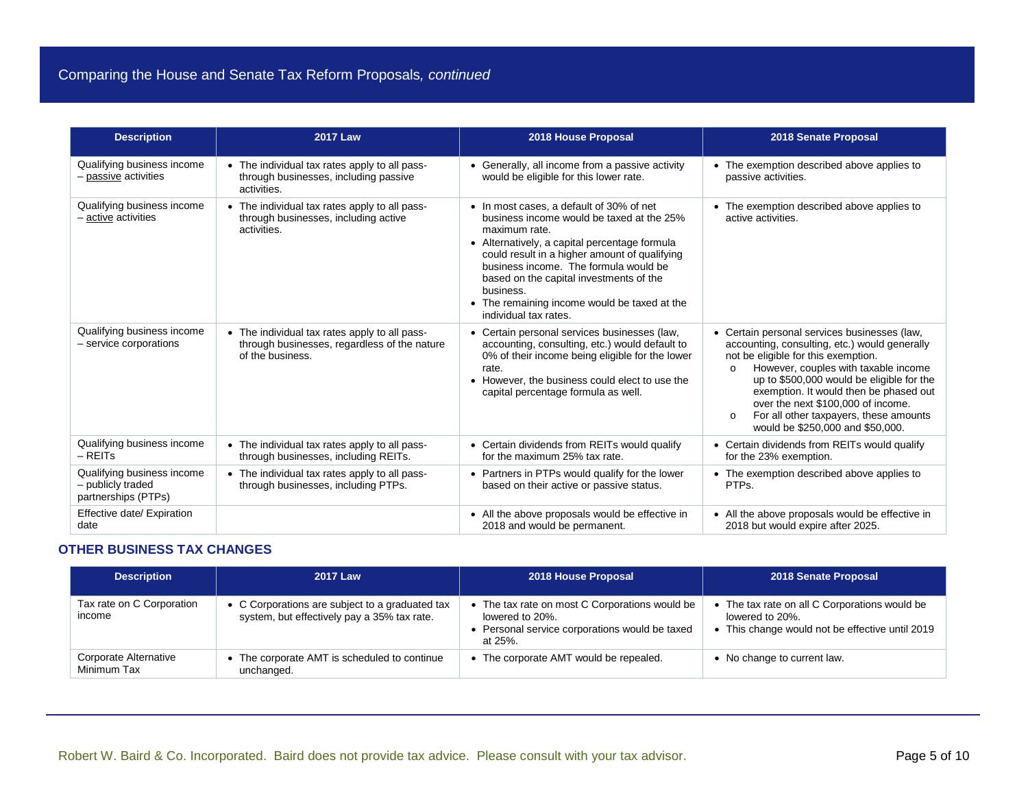## Comparing the House and Senate Tax Reform Proposals, *continued*

| Description | 2017 Law | 2018 House Proposal | 2018 Senate Proposal |
|---|---|---|---|
| Qualifying business income – passive activities | • The individual tax rates apply to all pass-through businesses, including passive activities. | • Generally, all income from a passive activity would be eligible for this lower rate. | • The exemption described above applies to passive activities. |
| Qualifying business income – active activities | • The individual tax rates apply to all pass-through businesses, including active activities. | • In most cases, a default of 30% of net business income would be taxed at the 25% maximum rate.<br>• Alternatively, a capital percentage formula could result in a higher amount of qualifying business income. The formula would be based on the capital investments of the business.<br>• The remaining income would be taxed at the individual tax rates. | • The exemption described above applies to active activities. |
| Qualifying business income – service corporations | • The individual tax rates apply to all pass-through businesses, regardless of the nature of the business. | • Certain personal services businesses (law, accounting, consulting, etc.) would default to 0% of their income being eligible for the lower rate.<br>• However, the business could elect to use the capital percentage formula as well. | • Certain personal services businesses (law, accounting, consulting, etc.) would generally not be eligible for this exemption.<br>  o However, couples with taxable income up to $500,000 would be eligible for the exemption. It would then be phased out over the next $100,000 of income.<br>  o For all other taxpayers, these amounts would be $250,000 and $50,000. |
| Qualifying business income – REITs | • The individual tax rates apply to all pass-through businesses, including REITs. | • Certain dividends from REITs would qualify for the maximum 25% tax rate. | • Certain dividends from REITs would qualify for the 23% exemption. |
| Qualifying business income – publicly traded partnerships (PTPs) | • The individual tax rates apply to all pass-through businesses, including PTPs. | • Partners in PTPs would qualify for the lower based on their active or passive status. | • The exemption described above applies to PTPs. |
| Effective date/ Expiration date | | • All the above proposals would be effective in 2018 and would be permanent. | • All the above proposals would be effective in 2018 but would expire after 2025. |

### OTHER BUSINESS TAX CHANGES

| Description | 2017 Law | 2018 House Proposal | 2018 Senate Proposal |
|---|---|---|---|
| Tax rate on C Corporation income | • C Corporations are subject to a graduated tax system, but effectively pay a 35% tax rate. | • The tax rate on most C Corporations would be lowered to 20%.<br>• Personal service corporations would be taxed at 25%. | • The tax rate on all C Corporations would be lowered to 20%.<br>• This change would not be effective until 2019 |
| Corporate Alternative Minimum Tax | • The corporate AMT is scheduled to continue unchanged. | • The corporate AMT would be repealed. | • No change to current law. |

Robert W. Baird & Co. Incorporated. Baird does not provide tax advice. Please consult with your tax advisor.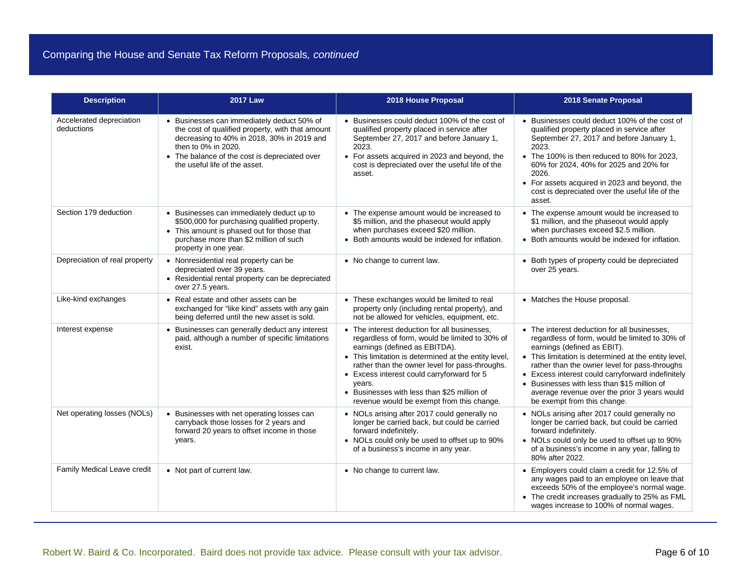## Comparing the House and Senate Tax Reform Proposals, *continued*

| Description | 2017 Law | 2018 House Proposal | 2018 Senate Proposal |
|---|---|---|---|
| Accelerated depreciation deductions | • Businesses can immediately deduct 50% of the cost of qualified property, with that amount decreasing to 40% in 2018, 30% in 2019 and then to 0% in 2020.<br>• The balance of the cost is depreciated over the useful life of the asset. | • Businesses could deduct 100% of the cost of qualified property placed in service after September 27, 2017 and before January 1, 2023.<br>• For assets acquired in 2023 and beyond, the cost is depreciated over the useful life of the asset. | • Businesses could deduct 100% of the cost of qualified property placed in service after September 27, 2017 and before January 1, 2023.<br>• The 100% is then reduced to 80% for 2023, 60% for 2024, 40% for 2025 and 20% for 2026.<br>• For assets acquired in 2023 and beyond, the cost is depreciated over the useful life of the asset. |
| Section 179 deduction | • Businesses can immediately deduct up to $500,000 for purchasing qualified property.<br>• This amount is phased out for those that purchase more than $2 million of such property in one year. | • The expense amount would be increased to $5 million, and the phaseout would apply when purchases exceed $20 million.<br>• Both amounts would be indexed for inflation. | • The expense amount would be increased to $1 million, and the phaseout would apply when purchases exceed $2.5 million.<br>• Both amounts would be indexed for inflation. |
| Depreciation of real property | • Nonresidential real property can be depreciated over 39 years.<br>• Residential rental property can be depreciated over 27.5 years. | • No change to current law. | • Both types of property could be depreciated over 25 years. |
| Like-kind exchanges | • Real estate and other assets can be exchanged for "like kind" assets with any gain being deferred until the new asset is sold. | • These exchanges would be limited to real property only (including rental property), and not be allowed for vehicles, equipment, etc. | • Matches the House proposal. |
| Interest expense | • Businesses can generally deduct any interest paid, although a number of specific limitations exist. | • The interest deduction for all businesses, regardless of form, would be limited to 30% of earnings (defined as EBITDA).<br>• This limitation is determined at the entity level, rather than the owner level for pass-throughs.<br>• Excess interest could carryforward for 5 years.<br>• Businesses with less than $25 million of revenue would be exempt from this change. | • The interest deduction for all businesses, regardless of form, would be limited to 30% of earnings (defined as EBIT).<br>• This limitation is determined at the entity level, rather than the owner level for pass-throughs<br>• Excess interest could carryforward indefinitely<br>• Businesses with less than $15 million of average revenue over the prior 3 years would be exempt from this change. |
| Net operating losses (NOLs) | • Businesses with net operating losses can carryback those losses for 2 years and forward 20 years to offset income in those years. | • NOLs arising after 2017 could generally no longer be carried back, but could be carried forward indefinitely.<br>• NOLs could only be used to offset up to 90% of a business's income in any year. | • NOLs arising after 2017 could generally no longer be carried back, but could be carried forward indefinitely.<br>• NOLs could only be used to offset up to 90% of a business's income in any year, falling to 80% after 2022. |
| Family Medical Leave credit | • Not part of current law. | • No change to current law. | • Employers could claim a credit for 12.5% of any wages paid to an employee on leave that exceeds 50% of the employee's normal wage.<br>• The credit increases gradually to 25% as FML wages increase to 100% of normal wages. |

Robert W. Baird & Co. Incorporated. Baird does not provide tax advice. Please consult with your tax advisor.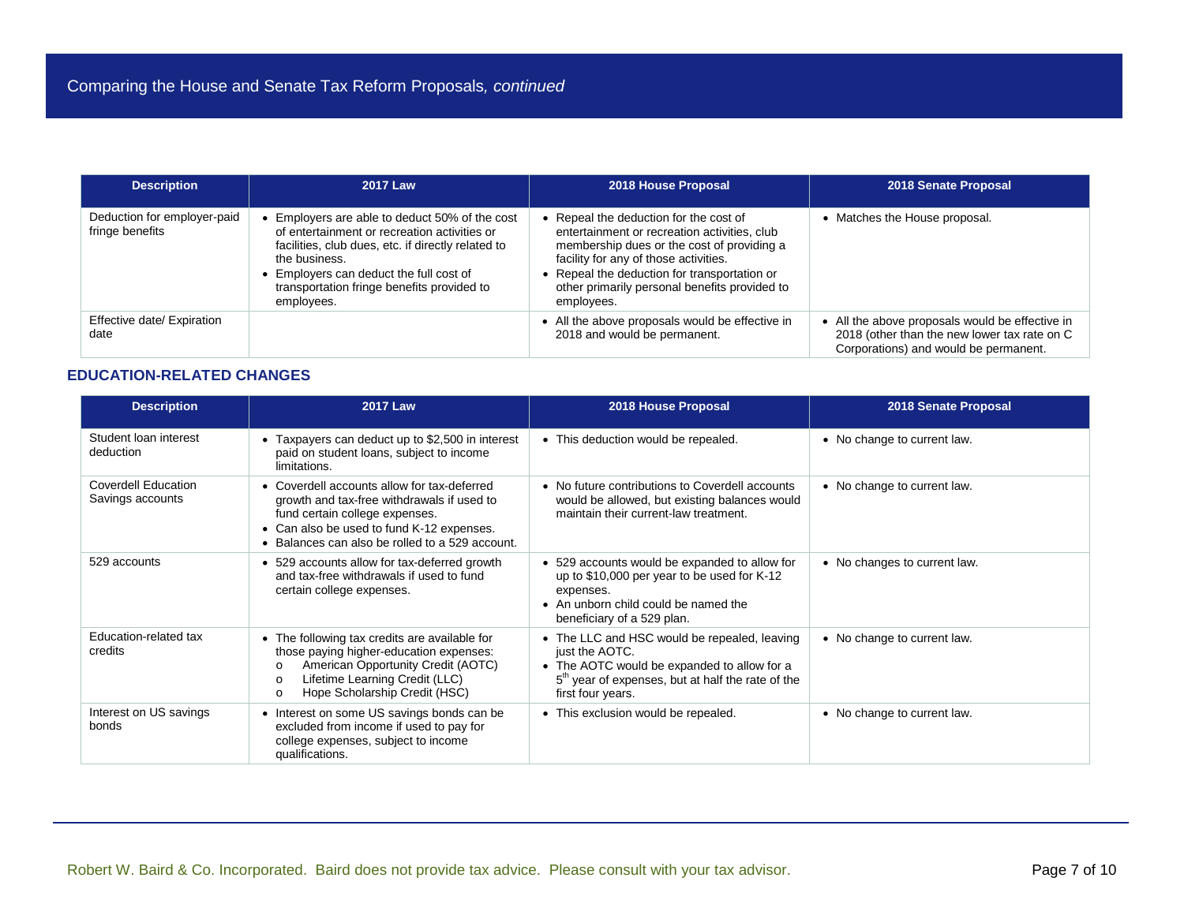## Comparing the House and Senate Tax Reform Proposals, *continued*

| Description | 2017 Law | 2018 House Proposal | 2018 Senate Proposal |
|---|---|---|---|
| Deduction for employer-paid fringe benefits | • Employers are able to deduct 50% of the cost of entertainment or recreation activities or facilities, club dues, etc. if directly related to the business.<br>• Employers can deduct the full cost of transportation fringe benefits provided to employees. | • Repeal the deduction for the cost of entertainment or recreation activities, club membership dues or the cost of providing a facility for any of those activities.<br>• Repeal the deduction for transportation or other primarily personal benefits provided to employees. | • Matches the House proposal. |
| Effective date/ Expiration date | | • All the above proposals would be effective in 2018 and would be permanent. | • All the above proposals would be effective in 2018 (other than the new lower tax rate on C Corporations) and would be permanent. |

### EDUCATION-RELATED CHANGES

| Description | 2017 Law | 2018 House Proposal | 2018 Senate Proposal |
|---|---|---|---|
| Student loan interest deduction | • Taxpayers can deduct up to $2,500 in interest paid on student loans, subject to income limitations. | • This deduction would be repealed. | • No change to current law. |
| Coverdell Education Savings accounts | • Coverdell accounts allow for tax-deferred growth and tax-free withdrawals if used to fund certain college expenses.<br>• Can also be used to fund K-12 expenses.<br>• Balances can also be rolled to a 529 account. | • No future contributions to Coverdell accounts would be allowed, but existing balances would maintain their current-law treatment. | • No change to current law. |
| 529 accounts | • 529 accounts allow for tax-deferred growth and tax-free withdrawals if used to fund certain college expenses. | • 529 accounts would be expanded to allow for up to $10,000 per year to be used for K-12 expenses.<br>• An unborn child could be named the beneficiary of a 529 plan. | • No changes to current law. |
| Education-related tax credits | • The following tax credits are available for those paying higher-education expenses:<br>o American Opportunity Credit (AOTC)<br>o Lifetime Learning Credit (LLC)<br>o Hope Scholarship Credit (HSC) | • The LLC and HSC would be repealed, leaving just the AOTC.<br>• The AOTC would be expanded to allow for a 5th year of expenses, but at half the rate of the first four years. | • No change to current law. |
| Interest on US savings bonds | • Interest on some US savings bonds can be excluded from income if used to pay for college expenses, subject to income qualifications. | • This exclusion would be repealed. | • No change to current law. |

Robert W. Baird & Co. Incorporated. Baird does not provide tax advice. Please consult with your tax advisor.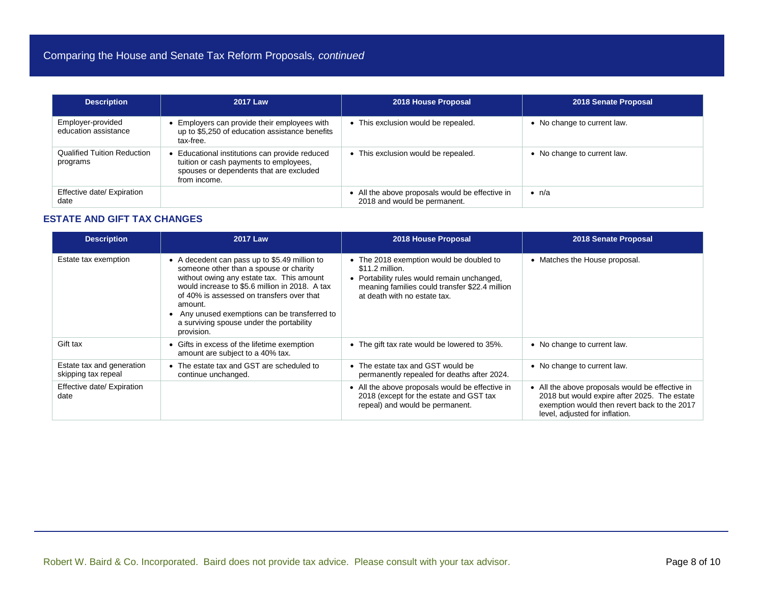## Comparing the House and Senate Tax Reform Proposals, *continued*

| Description | 2017 Law | 2018 House Proposal | 2018 Senate Proposal |
|---|---|---|---|
| Employer-provided education assistance | • Employers can provide their employees with up to $5,250 of education assistance benefits tax-free. | • This exclusion would be repealed. | • No change to current law. |
| Qualified Tuition Reduction programs | • Educational institutions can provide reduced tuition or cash payments to employees, spouses or dependents that are excluded from income. | • This exclusion would be repealed. | • No change to current law. |
| Effective date/ Expiration date | | • All the above proposals would be effective in 2018 and would be permanent. | • n/a |

### ESTATE AND GIFT TAX CHANGES

| Description | 2017 Law | 2018 House Proposal | 2018 Senate Proposal |
|---|---|---|---|
| Estate tax exemption | • A decedent can pass up to $5.49 million to someone other than a spouse or charity without owing any estate tax. This amount would increase to $5.6 million in 2018. A tax of 40% is assessed on transfers over that amount.<br>• Any unused exemptions can be transferred to a surviving spouse under the portability provision. | • The 2018 exemption would be doubled to $11.2 million.<br>• Portability rules would remain unchanged, meaning families could transfer $22.4 million at death with no estate tax. | • Matches the House proposal. |
| Gift tax | • Gifts in excess of the lifetime exemption amount are subject to a 40% tax. | • The gift tax rate would be lowered to 35%. | • No change to current law. |
| Estate tax and generation skipping tax repeal | • The estate tax and GST are scheduled to continue unchanged. | • The estate tax and GST would be permanently repealed for deaths after 2024. | • No change to current law. |
| Effective date/ Expiration date | | • All the above proposals would be effective in 2018 (except for the estate and GST tax repeal) and would be permanent. | • All the above proposals would be effective in 2018 but would expire after 2025. The estate exemption would then revert back to the 2017 level, adjusted for inflation. |

Robert W. Baird & Co. Incorporated. Baird does not provide tax advice. Please consult with your tax advisor.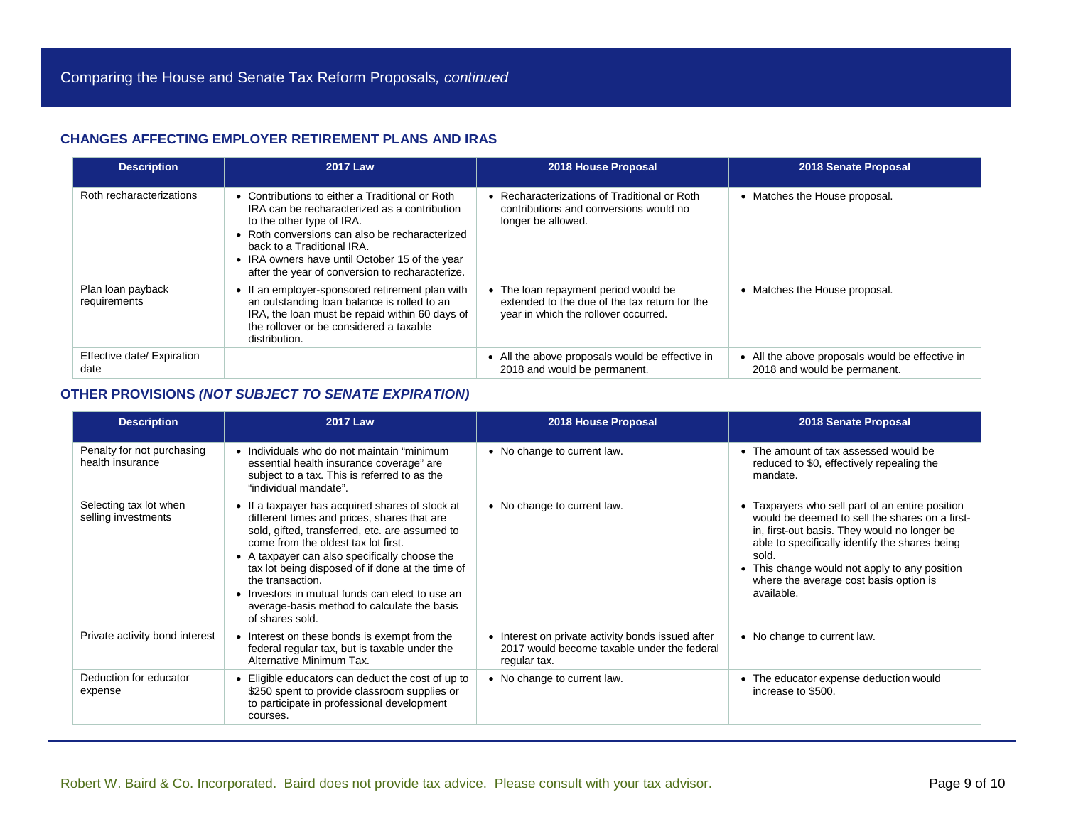## Comparing the House and Senate Tax Reform Proposals, *continued*

### CHANGES AFFECTING EMPLOYER RETIREMENT PLANS AND IRAS

| Description | 2017 Law | 2018 House Proposal | 2018 Senate Proposal |
|---|---|---|---|
| Roth recharacterizations | • Contributions to either a Traditional or Roth IRA can be recharacterized as a contribution to the other type of IRA.<br>• Roth conversions can also be recharacterized back to a Traditional IRA.<br>• IRA owners have until October 15 of the year after the year of conversion to recharacterize. | • Recharacterizations of Traditional or Roth contributions and conversions would no longer be allowed. | • Matches the House proposal. |
| Plan loan payback requirements | • If an employer-sponsored retirement plan with an outstanding loan balance is rolled to an IRA, the loan must be repaid within 60 days of the rollover or be considered a taxable distribution. | • The loan repayment period would be extended to the due of the tax return for the year in which the rollover occurred. | • Matches the House proposal. |
| Effective date/ Expiration date | | • All the above proposals would be effective in 2018 and would be permanent. | • All the above proposals would be effective in 2018 and would be permanent. |

### OTHER PROVISIONS *(NOT SUBJECT TO SENATE EXPIRATION)*

| Description | 2017 Law | 2018 House Proposal | 2018 Senate Proposal |
|---|---|---|---|
| Penalty for not purchasing health insurance | • Individuals who do not maintain "minimum essential health insurance coverage" are subject to a tax. This is referred to as the "individual mandate". | • No change to current law. | • The amount of tax assessed would be reduced to $0, effectively repealing the mandate. |
| Selecting tax lot when selling investments | • If a taxpayer has acquired shares of stock at different times and prices, shares that are sold, gifted, transferred, etc. are assumed to come from the oldest tax lot first.<br>• A taxpayer can also specifically choose the tax lot being disposed of if done at the time of the transaction.<br>• Investors in mutual funds can elect to use an average-basis method to calculate the basis of shares sold. | • No change to current law. | • Taxpayers who sell part of an entire position would be deemed to sell the shares on a first-in, first-out basis. They would no longer be able to specifically identify the shares being sold.<br>• This change would not apply to any position where the average cost basis option is available. |
| Private activity bond interest | • Interest on these bonds is exempt from the federal regular tax, but is taxable under the Alternative Minimum Tax. | • Interest on private activity bonds issued after 2017 would become taxable under the federal regular tax. | • No change to current law. |
| Deduction for educator expense | • Eligible educators can deduct the cost of up to $250 spent to provide classroom supplies or to participate in professional development courses. | • No change to current law. | • The educator expense deduction would increase to $500. |

Robert W. Baird & Co. Incorporated. Baird does not provide tax advice. Please consult with your tax advisor.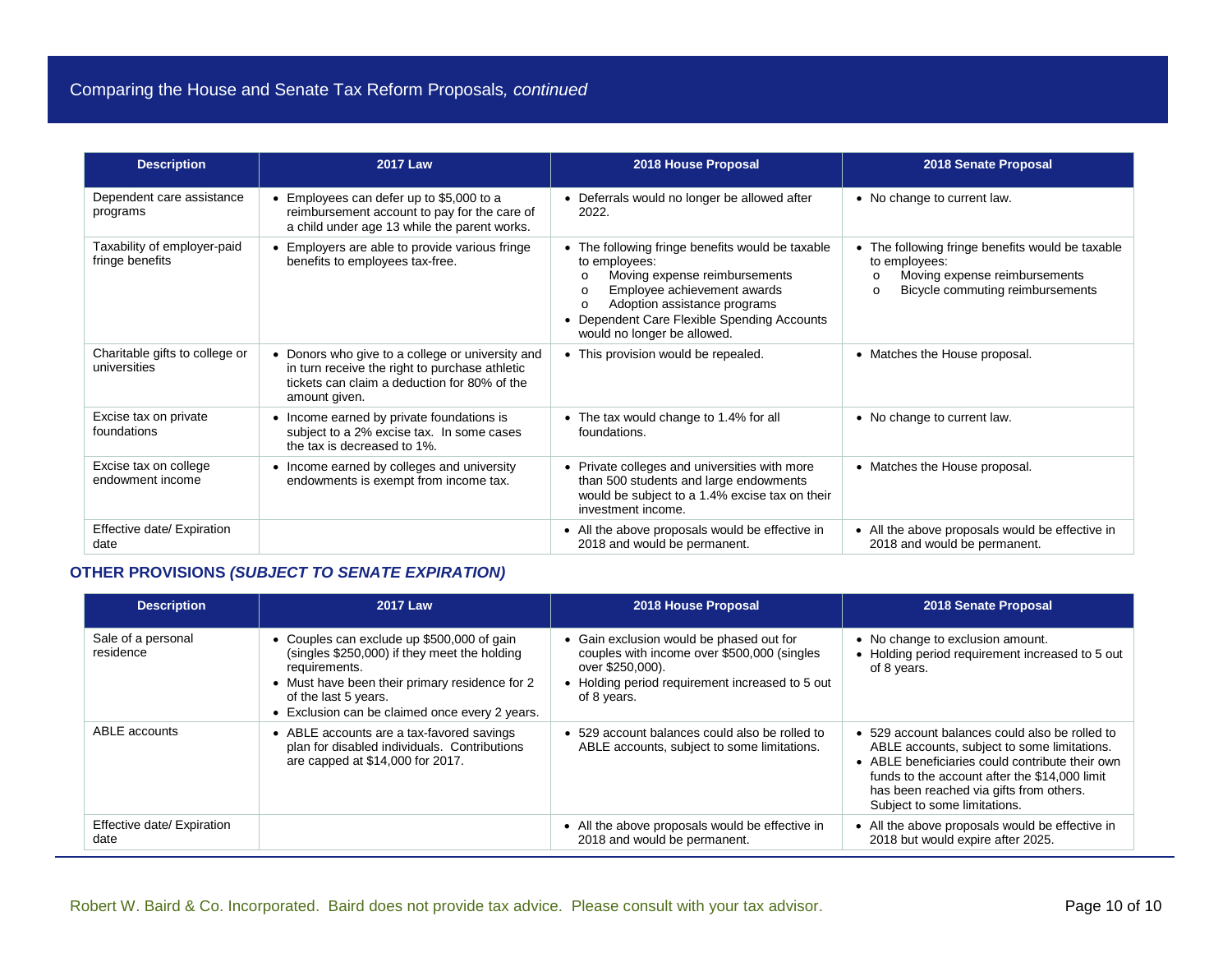## Comparing the House and Senate Tax Reform Proposals, *continued*

| Description | 2017 Law | 2018 House Proposal | 2018 Senate Proposal |
|---|---|---|---|
| Dependent care assistance programs | • Employees can defer up to $5,000 to a reimbursement account to pay for the care of a child under age 13 while the parent works. | • Deferrals would no longer be allowed after 2022. | • No change to current law. |
| Taxability of employer-paid fringe benefits | • Employers are able to provide various fringe benefits to employees tax-free. | • The following fringe benefits would be taxable to employees:<br>o Moving expense reimbursements<br>o Employee achievement awards<br>o Adoption assistance programs<br>• Dependent Care Flexible Spending Accounts would no longer be allowed. | • The following fringe benefits would be taxable to employees:<br>o Moving expense reimbursements<br>o Bicycle commuting reimbursements |
| Charitable gifts to college or universities | • Donors who give to a college or university and in turn receive the right to purchase athletic tickets can claim a deduction for 80% of the amount given. | • This provision would be repealed. | • Matches the House proposal. |
| Excise tax on private foundations | • Income earned by private foundations is subject to a 2% excise tax. In some cases the tax is decreased to 1%. | • The tax would change to 1.4% for all foundations. | • No change to current law. |
| Excise tax on college endowment income | • Income earned by colleges and university endowments is exempt from income tax. | • Private colleges and universities with more than 500 students and large endowments would be subject to a 1.4% excise tax on their investment income. | • Matches the House proposal. |
| Effective date/ Expiration date | | • All the above proposals would be effective in 2018 and would be permanent. | • All the above proposals would be effective in 2018 and would be permanent. |

### OTHER PROVISIONS *(SUBJECT TO SENATE EXPIRATION)*

| Description | 2017 Law | 2018 House Proposal | 2018 Senate Proposal |
|---|---|---|---|
| Sale of a personal residence | • Couples can exclude up $500,000 of gain (singles $250,000) if they meet the holding requirements.<br>• Must have been their primary residence for 2 of the last 5 years.<br>• Exclusion can be claimed once every 2 years. | • Gain exclusion would be phased out for couples with income over $500,000 (singles over $250,000).<br>• Holding period requirement increased to 5 out of 8 years. | • No change to exclusion amount.<br>• Holding period requirement increased to 5 out of 8 years. |
| ABLE accounts | • ABLE accounts are a tax-favored savings plan for disabled individuals. Contributions are capped at $14,000 for 2017. | • 529 account balances could also be rolled to ABLE accounts, subject to some limitations. | • 529 account balances could also be rolled to ABLE accounts, subject to some limitations.<br>• ABLE beneficiaries could contribute their own funds to the account after the $14,000 limit has been reached via gifts from others. Subject to some limitations. |
| Effective date/ Expiration date | | • All the above proposals would be effective in 2018 and would be permanent. | • All the above proposals would be effective in 2018 but would expire after 2025. |

Robert W. Baird & Co. Incorporated. Baird does not provide tax advice. Please consult with your tax advisor.